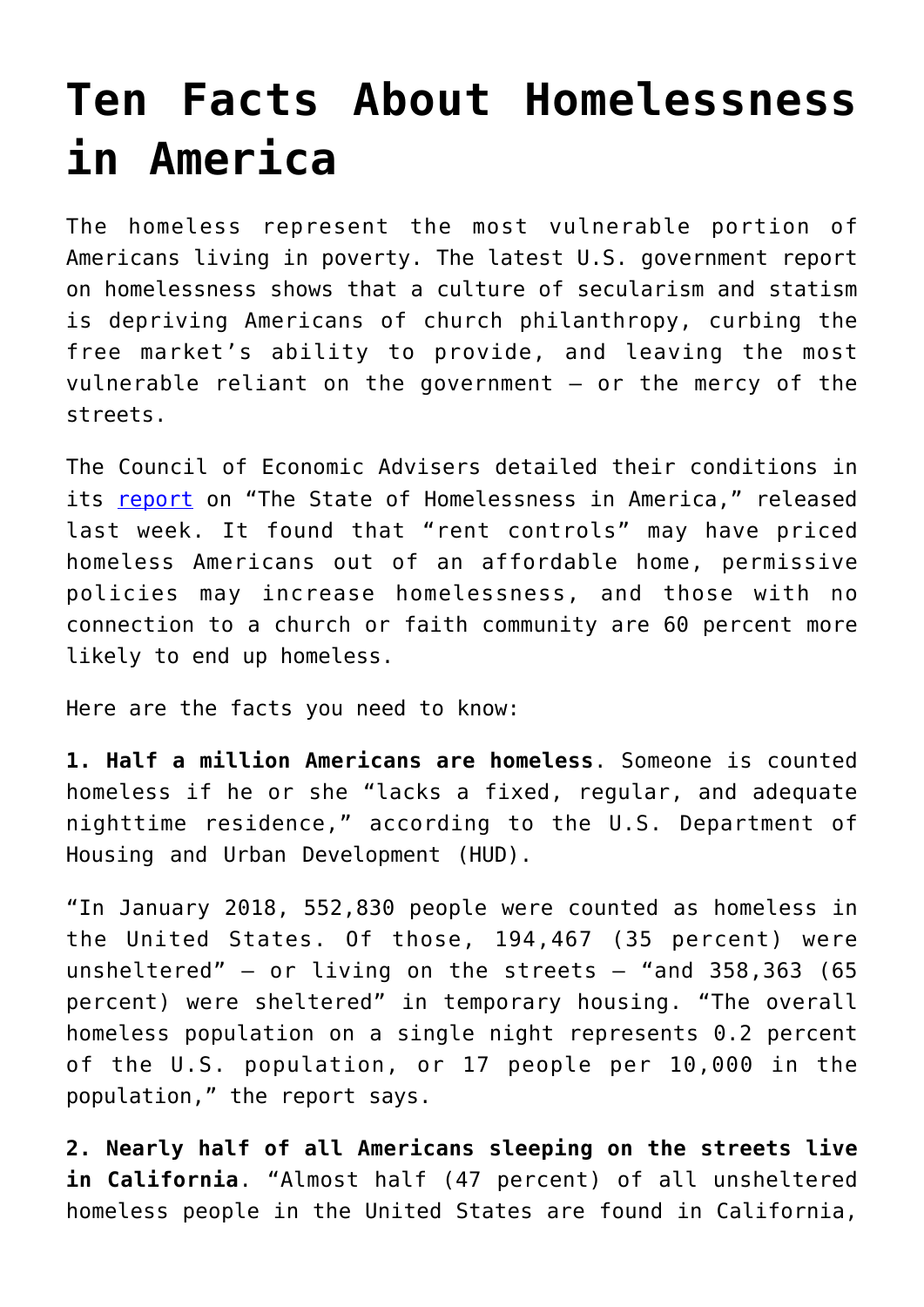# Ten Facts About Homelessness in America

The homeless represent the most vulnerable portion of Americans living in poverty. The latest U.S. government report on homelessness shows that a culture of secularism and statism is depriving Americans of church philanthropy, curbing the free market's ability to provide, and leaving the most vulnerable reliant on the government – or the mercy of the streets.

The Council of Economic Advisers detailed their conditions in its report on "The State of Homelessness in America," released last week. It found that "rent controls" may have priced homeless Americans out of an affordable home, permissive policies may increase homelessness, and those with no connection to a church or faith community are 60 percent more likely to end up homeless.

Here are the facts you need to know:

**1. Half a million Americans are homeless**. Someone is counted homeless if he or she "lacks a fixed, regular, and adequate nighttime residence," according to the U.S. Department of Housing and Urban Development (HUD).

"In January 2018, 552,830 people were counted as homeless in the United States. Of those, 194,467 (35 percent) were unsheltered" – or living on the streets – "and 358,363 (65 percent) were sheltered" in temporary housing. "The overall homeless population on a single night represents 0.2 percent of the U.S. population, or 17 people per 10,000 in the population," the report says.

**2. Nearly half of all Americans sleeping on the streets live in California**. "Almost half (47 percent) of all unsheltered homeless people in the United States are found in California,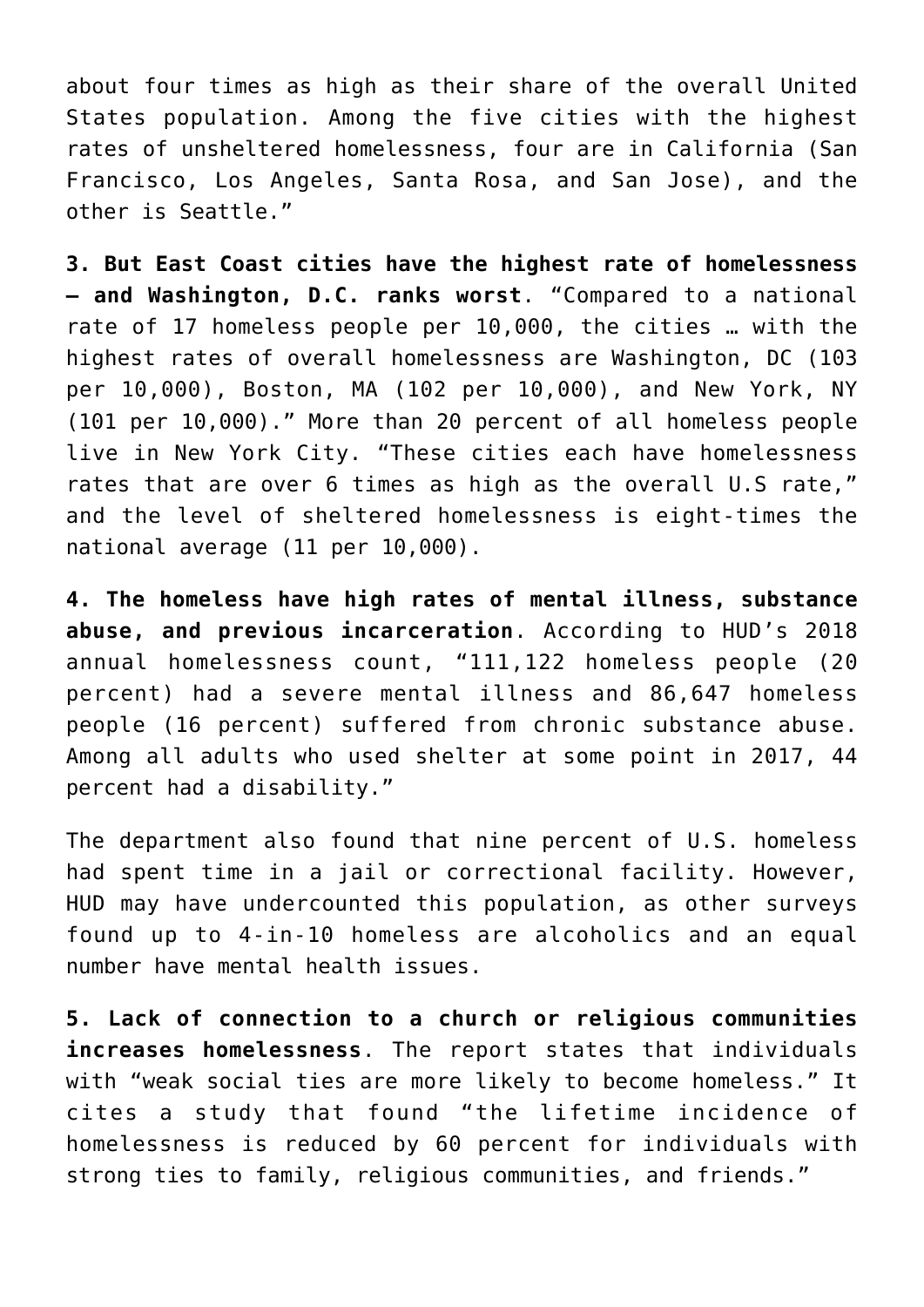about four times as high as their share of the overall United States population. Among the five cities with the highest rates of unsheltered homelessness, four are in California (San Francisco, Los Angeles, Santa Rosa, and San Jose), and the other is Seattle."

**3. But East Coast cities have the highest rate of homelessness – and Washington, D.C. ranks worst**. "Compared to a national rate of 17 homeless people per 10,000, the cities … with the highest rates of overall homelessness are Washington, DC (103 per 10,000), Boston, MA (102 per 10,000), and New York, NY (101 per 10,000)." More than 20 percent of all homeless people live in New York City. "These cities each have homelessness rates that are over 6 times as high as the overall U.S rate," and the level of sheltered homelessness is eight-times the national average (11 per 10,000).

**4. The homeless have high rates of mental illness, substance abuse, and previous incarceration**. According to HUD's 2018 annual homelessness count, "111,122 homeless people (20 percent) had a severe mental illness and 86,647 homeless people (16 percent) suffered from chronic substance abuse. Among all adults who used shelter at some point in 2017, 44 percent had a disability."

The department also found that nine percent of U.S. homeless had spent time in a jail or correctional facility. However, HUD may have undercounted this population, as other surveys found up to 4-in-10 homeless are alcoholics and an equal number have mental health issues.

**5. Lack of connection to a church or religious communities increases homelessness**. The report states that individuals with "weak social ties are more likely to become homeless." It cites a study that found "the lifetime incidence of homelessness is reduced by 60 percent for individuals with strong ties to family, religious communities, and friends."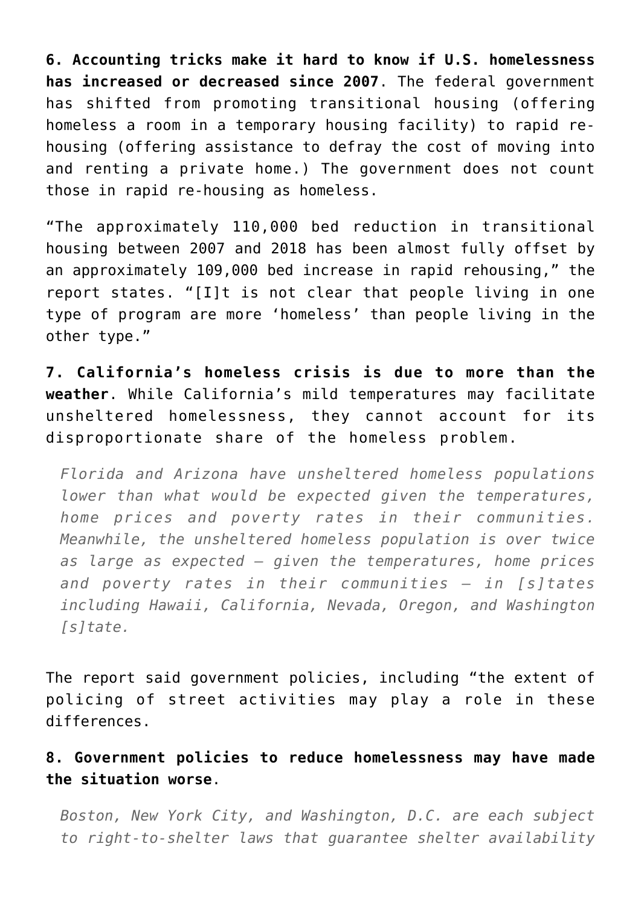**6. Accounting tricks make it hard to know if U.S. homelessness has increased or decreased since 2007**. The federal government has shifted from promoting transitional housing (offering homeless a room in a temporary housing facility) to rapid re-housing (offering assistance to defray the cost of moving into and renting a private home.) The government does not count those in rapid re-housing as homeless.

"The approximately 110,000 bed reduction in transitional housing between 2007 and 2018 has been almost fully offset by an approximately 109,000 bed increase in rapid rehousing," the report states. "[I]t is not clear that people living in one type of program are more 'homeless' than people living in the other type."

**7. California's homeless crisis is due to more than the weather**. While California's mild temperatures may facilitate unsheltered homelessness, they cannot account for its disproportionate share of the homeless problem.

> *Florida and Arizona have unsheltered homeless populations lower than what would be expected given the temperatures, home prices and poverty rates in their communities. Meanwhile, the unsheltered homeless population is over twice as large as expected – given the temperatures, home prices and poverty rates in their communities – in [s]tates including Hawaii, California, Nevada, Oregon, and Washington [s]tate.*

The report said government policies, including "the extent of policing of street activities may play a role in these differences.

**8. Government policies to reduce homelessness may have made the situation worse**.

> *Boston, New York City, and Washington, D.C. are each subject to right-to-shelter laws that guarantee shelter availability*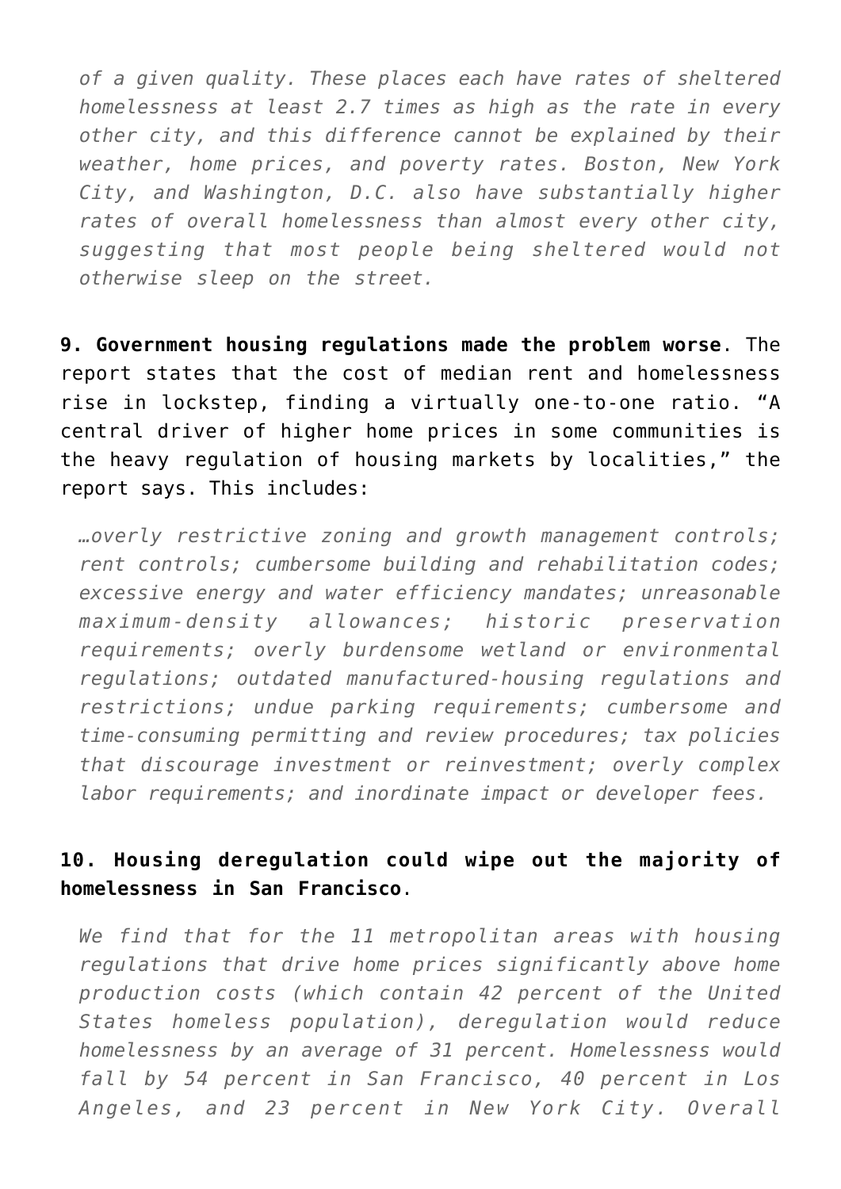> *of a given quality. These places each have rates of sheltered homelessness at least 2.7 times as high as the rate in every other city, and this difference cannot be explained by their weather, home prices, and poverty rates. Boston, New York City, and Washington, D.C. also have substantially higher rates of overall homelessness than almost every other city, suggesting that most people being sheltered would not otherwise sleep on the street.*

**9. Government housing regulations made the problem worse**. The report states that the cost of median rent and homelessness rise in lockstep, finding a virtually one-to-one ratio. "A central driver of higher home prices in some communities is the heavy regulation of housing markets by localities," the report says. This includes:

> *…overly restrictive zoning and growth management controls; rent controls; cumbersome building and rehabilitation codes; excessive energy and water efficiency mandates; unreasonable maximum-density allowances; historic preservation requirements; overly burdensome wetland or environmental regulations; outdated manufactured-housing regulations and restrictions; undue parking requirements; cumbersome and time-consuming permitting and review procedures; tax policies that discourage investment or reinvestment; overly complex labor requirements; and inordinate impact or developer fees.*

**10. Housing deregulation could wipe out the majority of homelessness in San Francisco**.

> *We find that for the 11 metropolitan areas with housing regulations that drive home prices significantly above home production costs (which contain 42 percent of the United States homeless population), deregulation would reduce homelessness by an average of 31 percent. Homelessness would fall by 54 percent in San Francisco, 40 percent in Los Angeles, and 23 percent in New York City. Overall*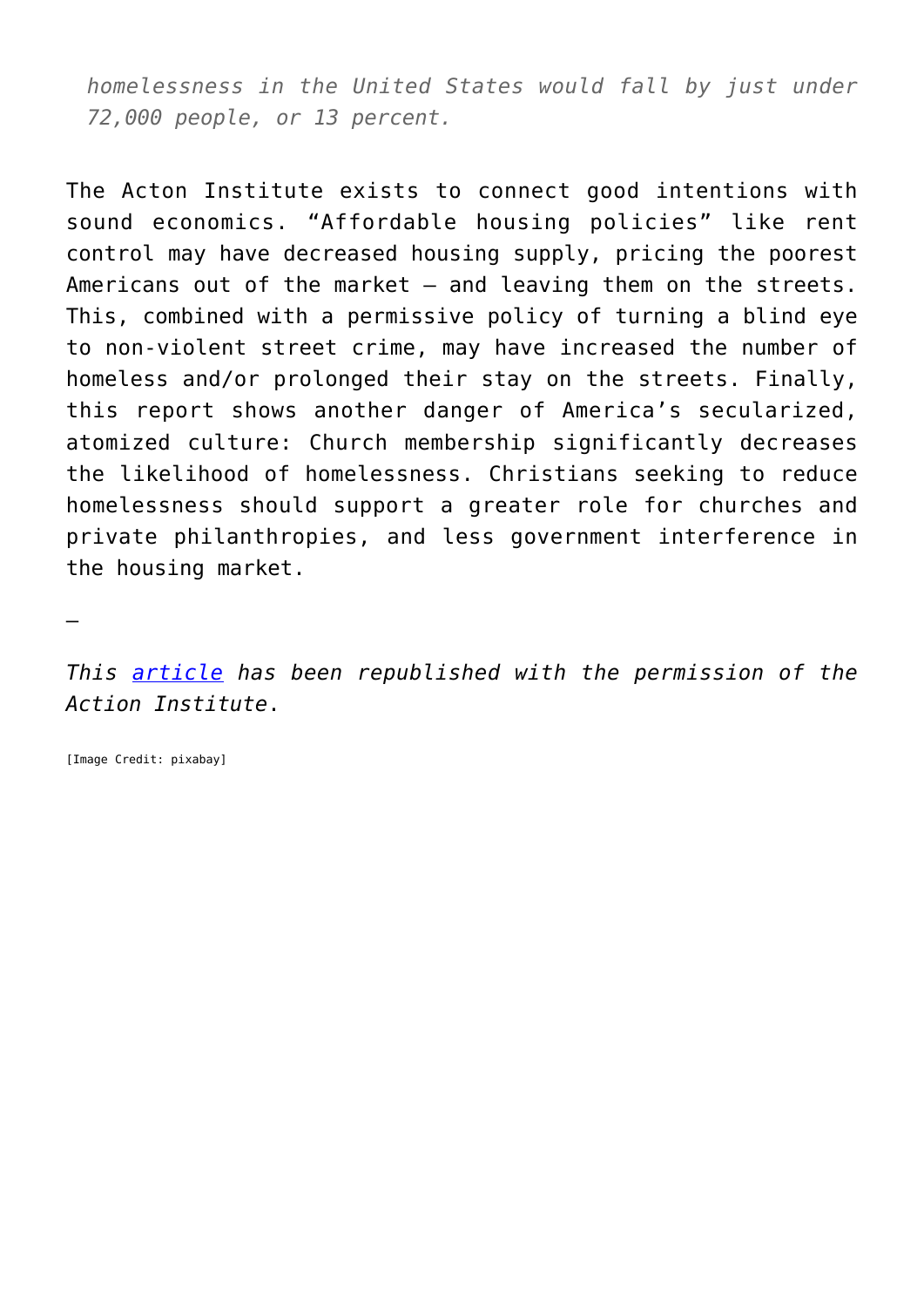> *homelessness in the United States would fall by just under 72,000 people, or 13 percent.*

The Acton Institute exists to connect good intentions with sound economics. "Affordable housing policies" like rent control may have decreased housing supply, pricing the poorest Americans out of the market – and leaving them on the streets. This, combined with a permissive policy of turning a blind eye to non-violent street crime, may have increased the number of homeless and/or prolonged their stay on the streets. Finally, this report shows another danger of America's secularized, atomized culture: Church membership significantly decreases the likelihood of homelessness. Christians seeking to reduce homelessness should support a greater role for churches and private philanthropies, and less government interference in the housing market.

—

*This article has been republished with the permission of the Action Institute.*

[Image Credit: pixabay]